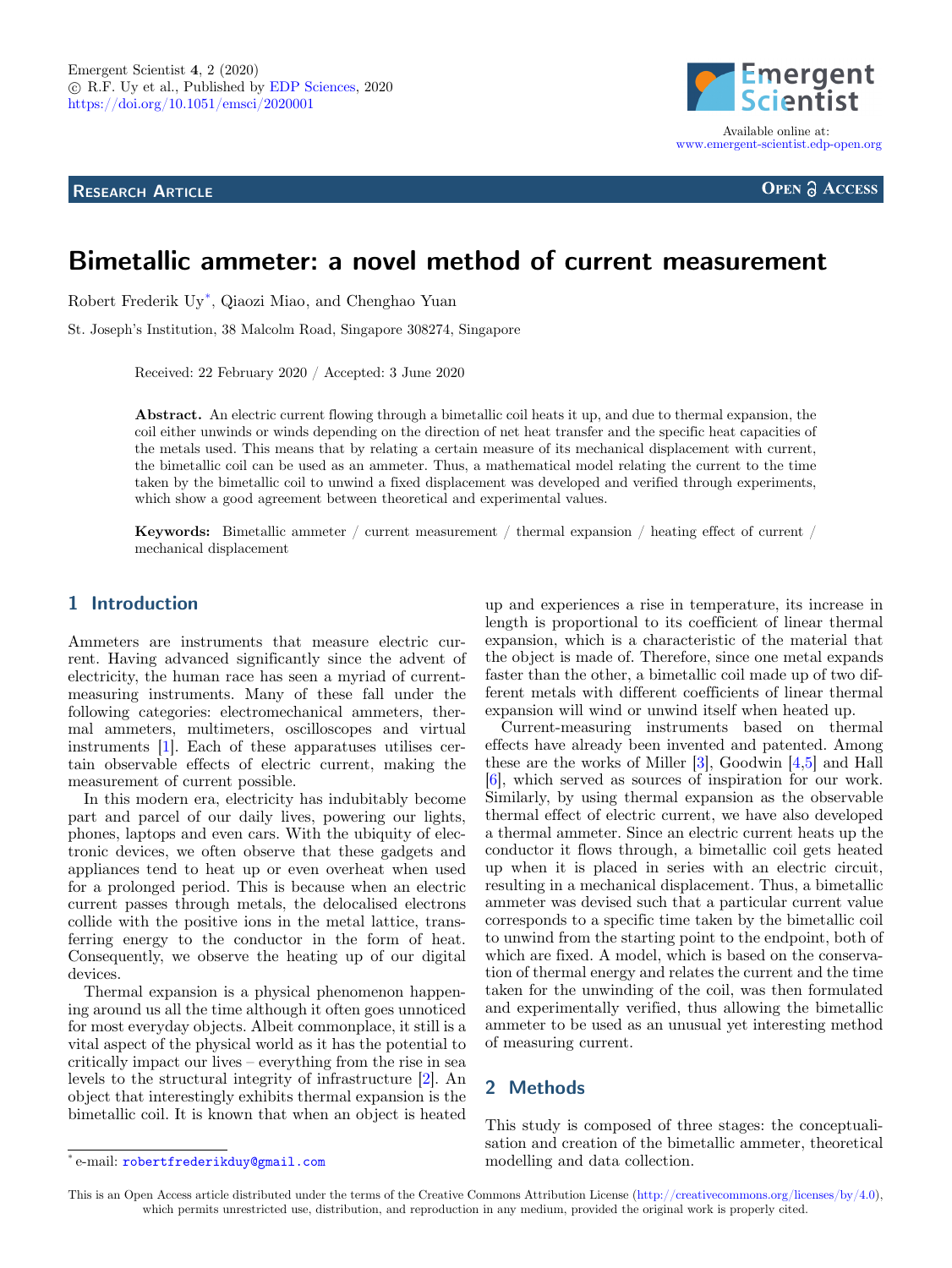Emergent Scientist **4**, 2 (2020)
© R.F. Uy et al., Published by EDP Sciences, 2020
https://doi.org/10.1051/emsci/2020001

Available online at:
www.emergent-scientist.edp-open.org

**Research Article** **Open Access**

# Bimetallic ammeter: a novel method of current measurement

Robert Frederik Uy*, Qiaozi Miao, and Chenghao Yuan

St. Joseph's Institution, 38 Malcolm Road, Singapore 308274, Singapore

Received: 22 February 2020 / Accepted: 3 June 2020

**Abstract.** An electric current flowing through a bimetallic coil heats it up, and due to thermal expansion, the coil either unwinds or winds depending on the direction of net heat transfer and the specific heat capacities of the metals used. This means that by relating a certain measure of its mechanical displacement with current, the bimetallic coil can be used as an ammeter. Thus, a mathematical model relating the current to the time taken by the bimetallic coil to unwind a fixed displacement was developed and verified through experiments, which show a good agreement between theoretical and experimental values.

**Keywords:** Bimetallic ammeter / current measurement / thermal expansion / heating effect of current / mechanical displacement

## 1 Introduction

Ammeters are instruments that measure electric current. Having advanced significantly since the advent of electricity, the human race has seen a myriad of current-measuring instruments. Many of these fall under the following categories: electromechanical ammeters, thermal ammeters, multimeters, oscilloscopes and virtual instruments [1]. Each of these apparatuses utilises certain observable effects of electric current, making the measurement of current possible.

In this modern era, electricity has indubitably become part and parcel of our daily lives, powering our lights, phones, laptops and even cars. With the ubiquity of electronic devices, we often observe that these gadgets and appliances tend to heat up or even overheat when used for a prolonged period. This is because when an electric current passes through metals, the delocalised electrons collide with the positive ions in the metal lattice, transferring energy to the conductor in the form of heat. Consequently, we observe the heating up of our digital devices.

Thermal expansion is a physical phenomenon happening around us all the time although it often goes unnoticed for most everyday objects. Albeit commonplace, it still is a vital aspect of the physical world as it has the potential to critically impact our lives – everything from the rise in sea levels to the structural integrity of infrastructure [2]. An object that interestingly exhibits thermal expansion is the bimetallic coil. It is known that when an object is heated up and experiences a rise in temperature, its increase in length is proportional to its coefficient of linear thermal expansion, which is a characteristic of the material that the object is made of. Therefore, since one metal expands faster than the other, a bimetallic coil made up of two different metals with different coefficients of linear thermal expansion will wind or unwind itself when heated up.

Current-measuring instruments based on thermal effects have already been invented and patented. Among these are the works of Miller [3], Goodwin [4,5] and Hall [6], which served as sources of inspiration for our work. Similarly, by using thermal expansion as the observable thermal effect of electric current, we have also developed a thermal ammeter. Since an electric current heats up the conductor it flows through, a bimetallic coil gets heated up when it is placed in series with an electric circuit, resulting in a mechanical displacement. Thus, a bimetallic ammeter was devised such that a particular current value corresponds to a specific time taken by the bimetallic coil to unwind from the starting point to the endpoint, both of which are fixed. A model, which is based on the conservation of thermal energy and relates the current and the time taken for the unwinding of the coil, was then formulated and experimentally verified, thus allowing the bimetallic ammeter to be used as an unusual yet interesting method of measuring current.

## 2 Methods

This study is composed of three stages: the conceptualisation and creation of the bimetallic ammeter, theoretical modelling and data collection.

* e-mail: robertfrederikduy@gmail.com

This is an Open Access article distributed under the terms of the Creative Commons Attribution License (http://creativecommons.org/licenses/by/4.0), which permits unrestricted use, distribution, and reproduction in any medium, provided the original work is properly cited.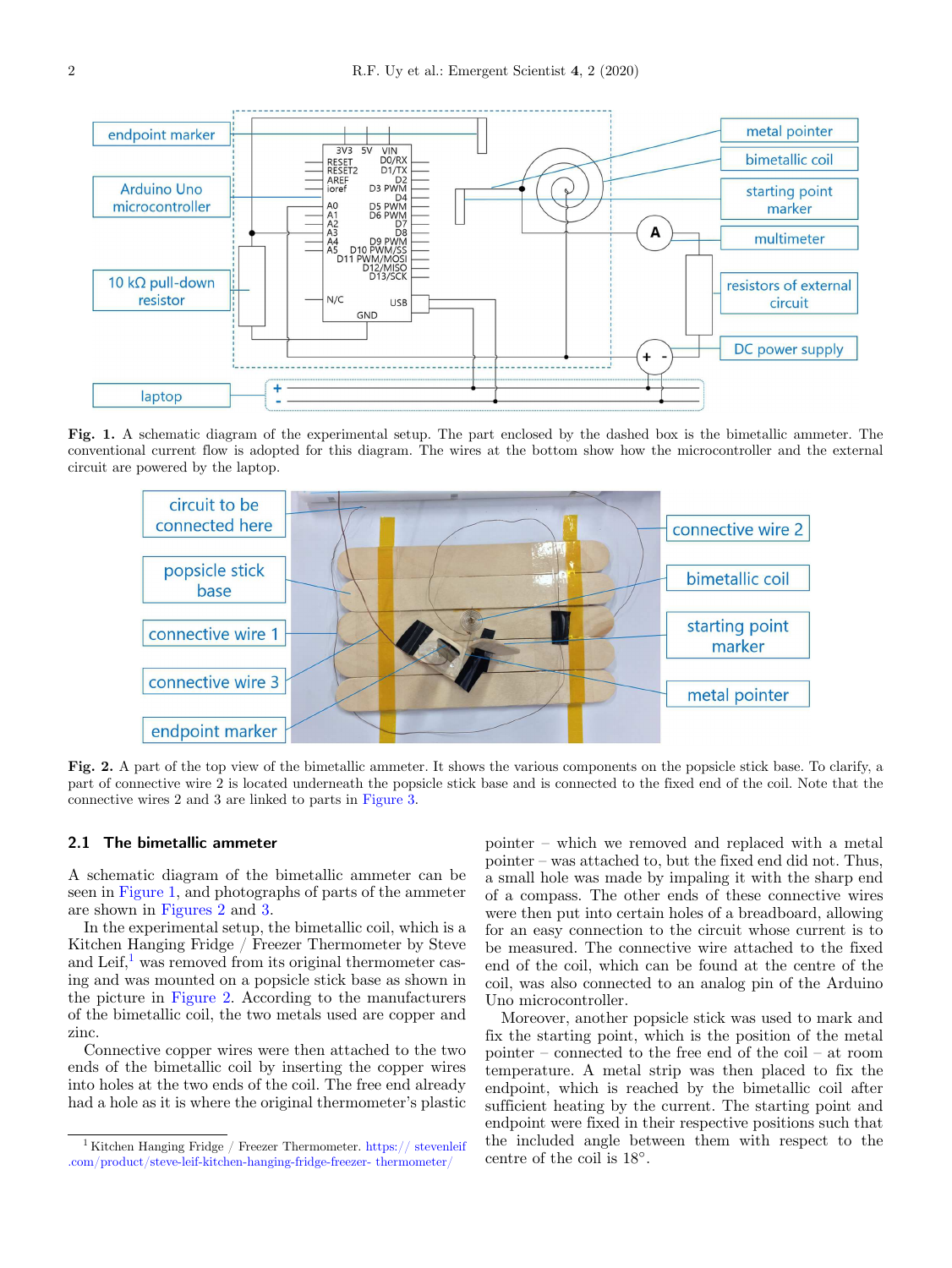**Fig. 1.** A schematic diagram of the experimental setup. The part enclosed by the dashed box is the bimetallic ammeter. The conventional current flow is adopted for this diagram. The wires at the bottom show how the microcontroller and the external circuit are powered by the laptop.

**Fig. 2.** A part of the top view of the bimetallic ammeter. It shows the various components on the popsicle stick base. To clarify, a part of connective wire 2 is located underneath the popsicle stick base and is connected to the fixed end of the coil. Note that the connective wires 2 and 3 are linked to parts in Figure 3.

### 2.1 The bimetallic ammeter

A schematic diagram of the bimetallic ammeter can be seen in Figure 1, and photographs of parts of the ammeter are shown in Figures 2 and 3.

In the experimental setup, the bimetallic coil, which is a Kitchen Hanging Fridge / Freezer Thermometer by Steve and Leif,[1] was removed from its original thermometer casing and was mounted on a popsicle stick base as shown in the picture in Figure 2. According to the manufacturers of the bimetallic coil, the two metals used are copper and zinc.

Connective copper wires were then attached to the two ends of the bimetallic coil by inserting the copper wires into holes at the two ends of the coil. The free end already had a hole as it is where the original thermometer's plastic pointer – which we removed and replaced with a metal pointer – was attached to, but the fixed end did not. Thus, a small hole was made by impaling it with the sharp end of a compass. The other ends of these connective wires were then put into certain holes of a breadboard, allowing for an easy connection to the circuit whose current is to be measured. The connective wire attached to the fixed end of the coil, which can be found at the centre of the coil, was also connected to an analog pin of the Arduino Uno microcontroller.

Moreover, another popsicle stick was used to mark and fix the starting point, which is the position of the metal pointer – connected to the free end of the coil – at room temperature. A metal strip was then placed to fix the endpoint, which is reached by the bimetallic coil after sufficient heating by the current. The starting point and endpoint were fixed in their respective positions such that the included angle between them with respect to the centre of the coil is 18°.

[1] Kitchen Hanging Fridge / Freezer Thermometer. https://stevenleif.com/product/steve-leif-kitchen-hanging-fridge-freezer-thermometer/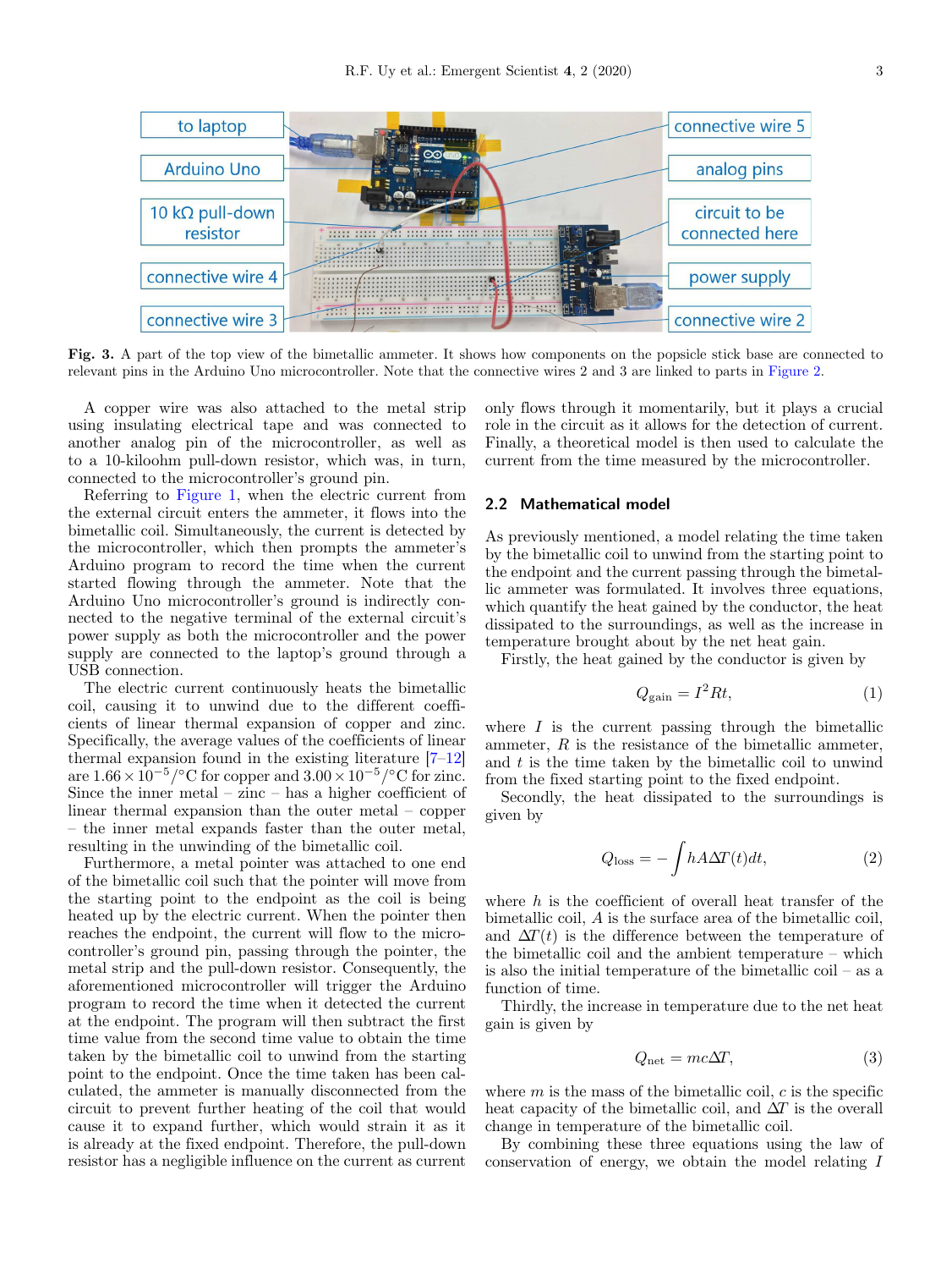Fig. 3. A part of the top view of the bimetallic ammeter. It shows how components on the popsicle stick base are connected to relevant pins in the Arduino Uno microcontroller. Note that the connective wires 2 and 3 are linked to parts in Figure 2.

A copper wire was also attached to the metal strip using insulating electrical tape and was connected to another analog pin of the microcontroller, as well as to a 10-kiloohm pull-down resistor, which was, in turn, connected to the microcontroller's ground pin.

Referring to Figure 1, when the electric current from the external circuit enters the ammeter, it flows into the bimetallic coil. Simultaneously, the current is detected by the microcontroller, which then prompts the ammeter's Arduino program to record the time when the current started flowing through the ammeter. Note that the Arduino Uno microcontroller's ground is indirectly connected to the negative terminal of the external circuit's power supply as both the microcontroller and the power supply are connected to the laptop's ground through a USB connection.

The electric current continuously heats the bimetallic coil, causing it to unwind due to the different coefficients of linear thermal expansion of copper and zinc. Specifically, the average values of the coefficients of linear thermal expansion found in the existing literature [7–12] are $1.66 \times 10^{-5}/°C$ for copper and $3.00 \times 10^{-5}/°C$ for zinc. Since the inner metal – zinc – has a higher coefficient of linear thermal expansion than the outer metal – copper – the inner metal expands faster than the outer metal, resulting in the unwinding of the bimetallic coil.

Furthermore, a metal pointer was attached to one end of the bimetallic coil such that the pointer will move from the starting point to the endpoint as the coil is being heated up by the electric current. When the pointer then reaches the endpoint, the current will flow to the microcontroller's ground pin, passing through the pointer, the metal strip and the pull-down resistor. Consequently, the aforementioned microcontroller will trigger the Arduino program to record the time when it detected the current at the endpoint. The program will then subtract the first time value from the second time value to obtain the time taken by the bimetallic coil to unwind from the starting point to the endpoint. Once the time taken has been calculated, the ammeter is manually disconnected from the circuit to prevent further heating of the coil that would cause it to expand further, which would strain it as it is already at the fixed endpoint. Therefore, the pull-down resistor has a negligible influence on the current as current only flows through it momentarily, but it plays a crucial role in the circuit as it allows for the detection of current. Finally, a theoretical model is then used to calculate the current from the time measured by the microcontroller.

## 2.2 Mathematical model

As previously mentioned, a model relating the time taken by the bimetallic coil to unwind from the starting point to the endpoint and the current passing through the bimetallic ammeter was formulated. It involves three equations, which quantify the heat gained by the conductor, the heat dissipated to the surroundings, as well as the increase in temperature brought about by the net heat gain.

Firstly, the heat gained by the conductor is given by

$$Q_{\text{gain}} = I^2 R t, \tag{1}$$

where $I$ is the current passing through the bimetallic ammeter, $R$ is the resistance of the bimetallic ammeter, and $t$ is the time taken by the bimetallic coil to unwind from the fixed starting point to the fixed endpoint.

Secondly, the heat dissipated to the surroundings is given by

$$Q_{\text{loss}} = -\int hA\Delta T(t)dt, \tag{2}$$

where $h$ is the coefficient of overall heat transfer of the bimetallic coil, $A$ is the surface area of the bimetallic coil, and $\Delta T(t)$ is the difference between the temperature of the bimetallic coil and the ambient temperature – which is also the initial temperature of the bimetallic coil – as a function of time.

Thirdly, the increase in temperature due to the net heat gain is given by

$$Q_{\text{net}} = mc\Delta T, \tag{3}$$

where $m$ is the mass of the bimetallic coil, $c$ is the specific heat capacity of the bimetallic coil, and $\Delta T$ is the overall change in temperature of the bimetallic coil.

By combining these three equations using the law of conservation of energy, we obtain the model relating $I$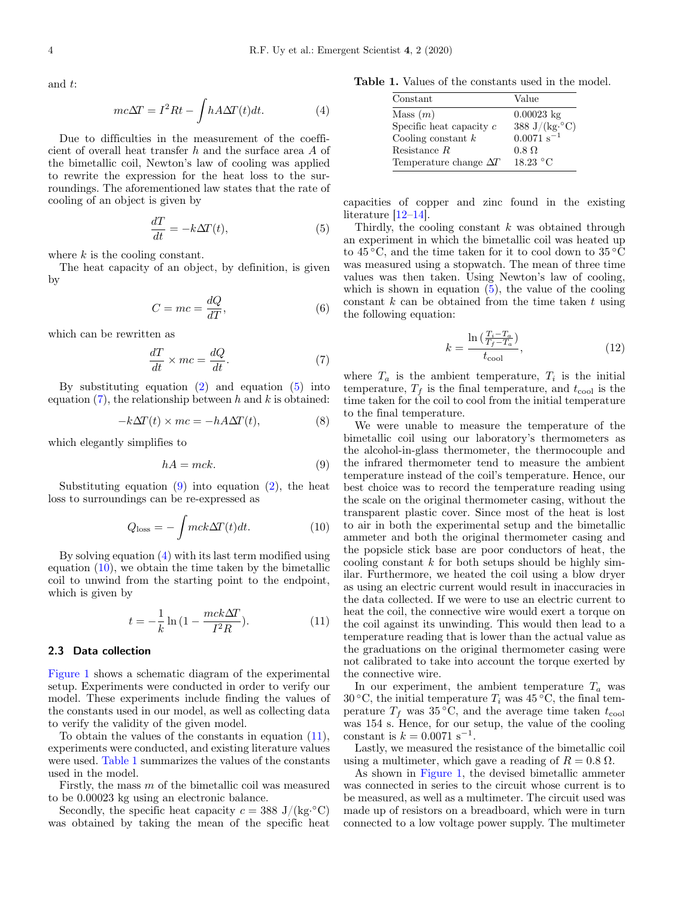and $t$:

$$mc\Delta T = I^2Rt - \int hA\Delta T(t)dt. \tag{4}$$

Due to difficulties in the measurement of the coefficient of overall heat transfer $h$ and the surface area $A$ of the bimetallic coil, Newton's law of cooling was applied to rewrite the expression for the heat loss to the surroundings. The aforementioned law states that the rate of cooling of an object is given by

$$\frac{dT}{dt} = -k\Delta T(t), \tag{5}$$

where $k$ is the cooling constant.

The heat capacity of an object, by definition, is given by

$$C = mc = \frac{dQ}{dT}, \tag{6}$$

which can be rewritten as

$$\frac{dT}{dt} \times mc = \frac{dQ}{dt}. \tag{7}$$

By substituting equation (2) and equation (5) into equation (7), the relationship between $h$ and $k$ is obtained:

$$-k\Delta T(t) \times mc = -hA\Delta T(t), \tag{8}$$

which elegantly simplifies to

$$hA = mck. \tag{9}$$

Substituting equation (9) into equation (2), the heat loss to surroundings can be re-expressed as

$$Q_{\text{loss}} = -\int mck\Delta T(t)dt. \tag{10}$$

By solving equation (4) with its last term modified using equation (10), we obtain the time taken by the bimetallic coil to unwind from the starting point to the endpoint, which is given by

$$t = -\frac{1}{k}\ln\left(1 - \frac{mck\Delta T}{I^2R}\right). \tag{11}$$

### 2.3 Data collection

Figure 1 shows a schematic diagram of the experimental setup. Experiments were conducted in order to verify our model. These experiments include finding the values of the constants used in our model, as well as collecting data to verify the validity of the given model.

To obtain the values of the constants in equation (11), experiments were conducted, and existing literature values were used. Table 1 summarizes the values of the constants used in the model.

Firstly, the mass $m$ of the bimetallic coil was measured to be 0.00023 kg using an electronic balance.

Secondly, the specific heat capacity $c = 388$ J/(kg·°C) was obtained by taking the mean of the specific heat capacities of copper and zinc found in the existing literature [12–14].

**Table 1.** Values of the constants used in the model.

| Constant | Value |
|---|---|
| Mass ($m$) | 0.00023 kg |
| Specific heat capacity $c$ | 388 J/(kg·°C) |
| Cooling constant $k$ | 0.0071 $\text{s}^{-1}$ |
| Resistance $R$ | 0.8 Ω |
| Temperature change $\Delta T$ | 18.23 °C |

Thirdly, the cooling constant $k$ was obtained through an experiment in which the bimetallic coil was heated up to 45 °C, and the time taken for it to cool down to 35 °C was measured using a stopwatch. The mean of three time values was then taken. Using Newton's law of cooling, which is shown in equation (5), the value of the cooling constant $k$ can be obtained from the time taken $t$ using the following equation:

$$k = \frac{\ln\left(\frac{T_i - T_a}{T_f - T_a}\right)}{t_{\text{cool}}}, \tag{12}$$

where $T_a$ is the ambient temperature, $T_i$ is the initial temperature, $T_f$ is the final temperature, and $t_{\text{cool}}$ is the time taken for the coil to cool from the initial temperature to the final temperature.

We were unable to measure the temperature of the bimetallic coil using our laboratory's thermometers as the alcohol-in-glass thermometer, the thermocouple and the infrared thermometer tend to measure the ambient temperature instead of the coil's temperature. Hence, our best choice was to record the temperature reading using the scale on the original thermometer casing, without the transparent plastic cover. Since most of the heat is lost to air in both the experimental setup and the bimetallic ammeter and both the original thermometer casing and the popsicle stick base are poor conductors of heat, the cooling constant $k$ for both setups should be highly similar. Furthermore, we heated the coil using a blow dryer as using an electric current would result in inaccuracies in the data collected. If we were to use an electric current to heat the coil, the connective wire would exert a torque on the coil against its unwinding. This would then lead to a temperature reading that is lower than the actual value as the graduations on the original thermometer casing were not calibrated to take into account the torque exerted by the connective wire.

In our experiment, the ambient temperature $T_a$ was 30 °C, the initial temperature $T_i$ was 45 °C, the final temperature $T_f$ was 35 °C, and the average time taken $t_{\text{cool}}$ was 154 s. Hence, for our setup, the value of the cooling constant is $k = 0.0071\ \text{s}^{-1}$.

Lastly, we measured the resistance of the bimetallic coil using a multimeter, which gave a reading of $R = 0.8$ Ω.

As shown in Figure 1, the devised bimetallic ammeter was connected in series to the circuit whose current is to be measured, as well as a multimeter. The circuit used was made up of resistors on a breadboard, which were in turn connected to a low voltage power supply. The multimeter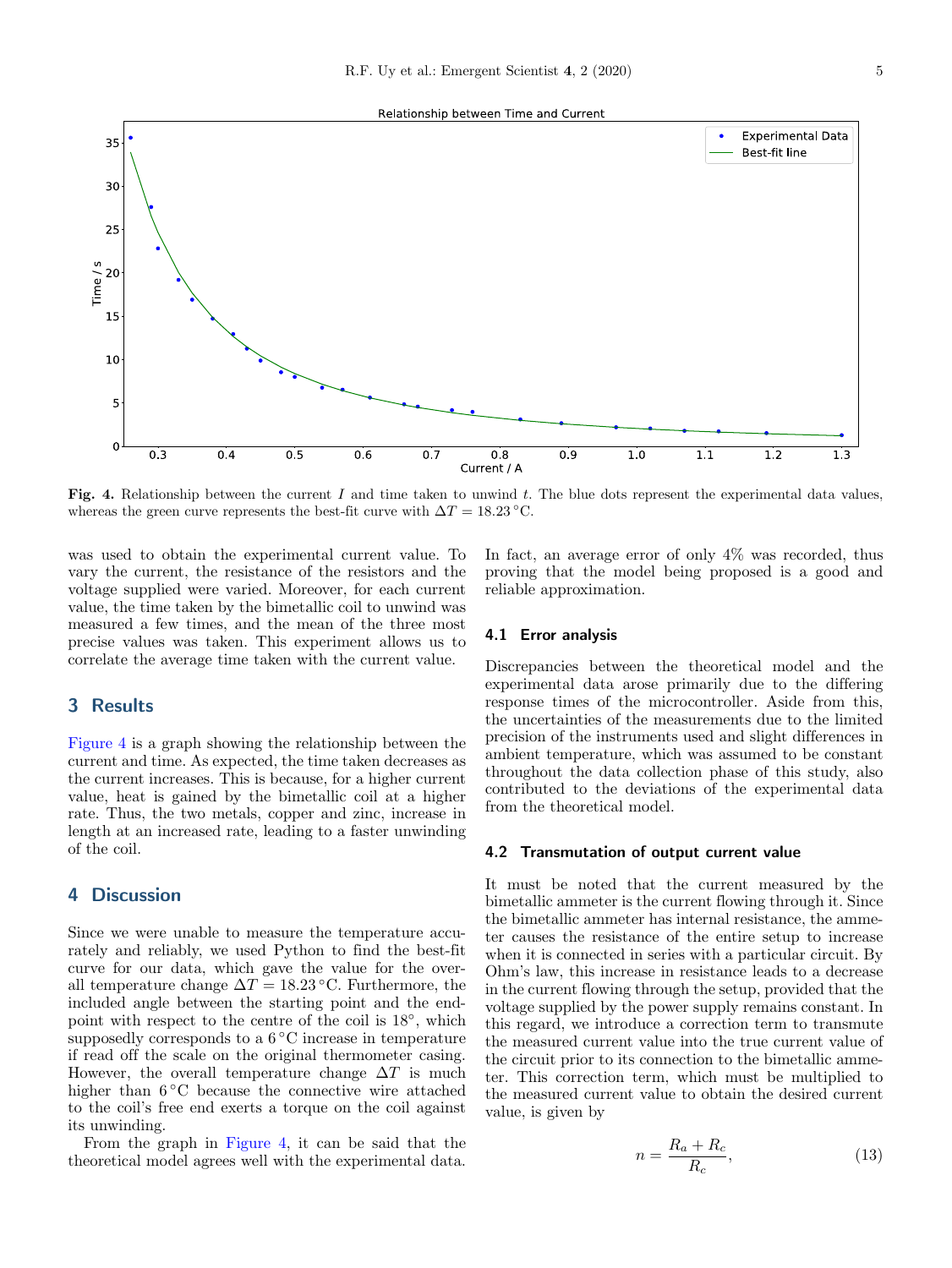**Fig. 4.** Relationship between the current $I$ and time taken to unwind $t$. The blue dots represent the experimental data values, whereas the green curve represents the best-fit curve with $\Delta T = 18.23\,^{\circ}\mathrm{C}$.

was used to obtain the experimental current value. To vary the current, the resistance of the resistors and the voltage supplied were varied. Moreover, for each current value, the time taken by the bimetallic coil to unwind was measured a few times, and the mean of the three most precise values was taken. This experiment allows us to correlate the average time taken with the current value.

## 3 Results

Figure 4 is a graph showing the relationship between the current and time. As expected, the time taken decreases as the current increases. This is because, for a higher current value, heat is gained by the bimetallic coil at a higher rate. Thus, the two metals, copper and zinc, increase in length at an increased rate, leading to a faster unwinding of the coil.

## 4 Discussion

Since we were unable to measure the temperature accurately and reliably, we used Python to find the best-fit curve for our data, which gave the value for the overall temperature change $\Delta T = 18.23\,^{\circ}\mathrm{C}$. Furthermore, the included angle between the starting point and the endpoint with respect to the centre of the coil is $18^{\circ}$, which supposedly corresponds to a $6\,^{\circ}\mathrm{C}$ increase in temperature if read off the scale on the original thermometer casing. However, the overall temperature change $\Delta T$ is much higher than $6\,^{\circ}\mathrm{C}$ because the connective wire attached to the coil's free end exerts a torque on the coil against its unwinding.

From the graph in Figure 4, it can be said that the theoretical model agrees well with the experimental data. In fact, an average error of only 4% was recorded, thus proving that the model being proposed is a good and reliable approximation.

### 4.1 Error analysis

Discrepancies between the theoretical model and the experimental data arose primarily due to the differing response times of the microcontroller. Aside from this, the uncertainties of the measurements due to the limited precision of the instruments used and slight differences in ambient temperature, which was assumed to be constant throughout the data collection phase of this study, also contributed to the deviations of the experimental data from the theoretical model.

### 4.2 Transmutation of output current value

It must be noted that the current measured by the bimetallic ammeter is the current flowing through it. Since the bimetallic ammeter has internal resistance, the ammeter causes the resistance of the entire setup to increase when it is connected in series with a particular circuit. By Ohm's law, this increase in resistance leads to a decrease in the current flowing through the setup, provided that the voltage supplied by the power supply remains constant. In this regard, we introduce a correction term to transmute the measured current value into the true current value of the circuit prior to its connection to the bimetallic ammeter. This correction term, which must be multiplied to the measured current value to obtain the desired current value, is given by

$$n = \frac{R_a + R_c}{R_c}, \tag{13}$$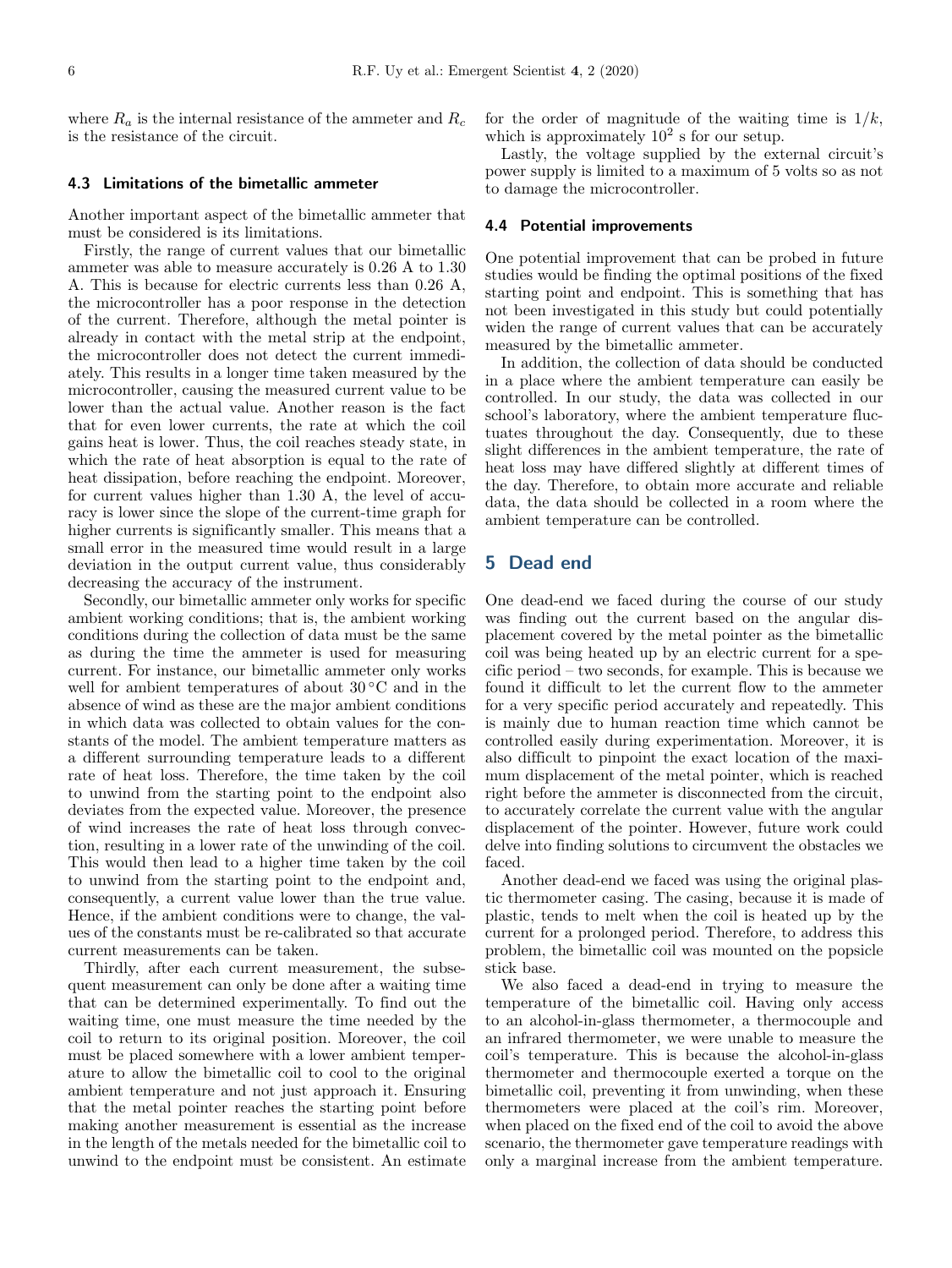where $R_a$ is the internal resistance of the ammeter and $R_c$ is the resistance of the circuit.

### 4.3 Limitations of the bimetallic ammeter

Another important aspect of the bimetallic ammeter that must be considered is its limitations.

Firstly, the range of current values that our bimetallic ammeter was able to measure accurately is 0.26 A to 1.30 A. This is because for electric currents less than 0.26 A, the microcontroller has a poor response in the detection of the current. Therefore, although the metal pointer is already in contact with the metal strip at the endpoint, the microcontroller does not detect the current immediately. This results in a longer time taken measured by the microcontroller, causing the measured current value to be lower than the actual value. Another reason is the fact that for even lower currents, the rate at which the coil gains heat is lower. Thus, the coil reaches steady state, in which the rate of heat absorption is equal to the rate of heat dissipation, before reaching the endpoint. Moreover, for current values higher than 1.30 A, the level of accuracy is lower since the slope of the current-time graph for higher currents is significantly smaller. This means that a small error in the measured time would result in a large deviation in the output current value, thus considerably decreasing the accuracy of the instrument.

Secondly, our bimetallic ammeter only works for specific ambient working conditions; that is, the ambient working conditions during the collection of data must be the same as during the time the ammeter is used for measuring current. For instance, our bimetallic ammeter only works well for ambient temperatures of about 30 °C and in the absence of wind as these are the major ambient conditions in which data was collected to obtain values for the constants of the model. The ambient temperature matters as a different surrounding temperature leads to a different rate of heat loss. Therefore, the time taken by the coil to unwind from the starting point to the endpoint also deviates from the expected value. Moreover, the presence of wind increases the rate of heat loss through convection, resulting in a lower rate of the unwinding of the coil. This would then lead to a higher time taken by the coil to unwind from the starting point to the endpoint and, consequently, a current value lower than the true value. Hence, if the ambient conditions were to change, the values of the constants must be re-calibrated so that accurate current measurements can be taken.

Thirdly, after each current measurement, the subsequent measurement can only be done after a waiting time that can be determined experimentally. To find out the waiting time, one must measure the time needed by the coil to return to its original position. Moreover, the coil must be placed somewhere with a lower ambient temperature to allow the bimetallic coil to cool to the original ambient temperature and not just approach it. Ensuring that the metal pointer reaches the starting point before making another measurement is essential as the increase in the length of the metals needed for the bimetallic coil to unwind to the endpoint must be consistent. An estimate for the order of magnitude of the waiting time is $1/k$, which is approximately $10^2$ s for our setup.

Lastly, the voltage supplied by the external circuit's power supply is limited to a maximum of 5 volts so as not to damage the microcontroller.

### 4.4 Potential improvements

One potential improvement that can be probed in future studies would be finding the optimal positions of the fixed starting point and endpoint. This is something that has not been investigated in this study but could potentially widen the range of current values that can be accurately measured by the bimetallic ammeter.

In addition, the collection of data should be conducted in a place where the ambient temperature can easily be controlled. In our study, the data was collected in our school's laboratory, where the ambient temperature fluctuates throughout the day. Consequently, due to these slight differences in the ambient temperature, the rate of heat loss may have differed slightly at different times of the day. Therefore, to obtain more accurate and reliable data, the data should be collected in a room where the ambient temperature can be controlled.

## 5 Dead end

One dead-end we faced during the course of our study was finding out the current based on the angular displacement covered by the metal pointer as the bimetallic coil was being heated up by an electric current for a specific period – two seconds, for example. This is because we found it difficult to let the current flow to the ammeter for a very specific period accurately and repeatedly. This is mainly due to human reaction time which cannot be controlled easily during experimentation. Moreover, it is also difficult to pinpoint the exact location of the maximum displacement of the metal pointer, which is reached right before the ammeter is disconnected from the circuit, to accurately correlate the current value with the angular displacement of the pointer. However, future work could delve into finding solutions to circumvent the obstacles we faced.

Another dead-end we faced was using the original plastic thermometer casing. The casing, because it is made of plastic, tends to melt when the coil is heated up by the current for a prolonged period. Therefore, to address this problem, the bimetallic coil was mounted on the popsicle stick base.

We also faced a dead-end in trying to measure the temperature of the bimetallic coil. Having only access to an alcohol-in-glass thermometer, a thermocouple and an infrared thermometer, we were unable to measure the coil's temperature. This is because the alcohol-in-glass thermometer and thermocouple exerted a torque on the bimetallic coil, preventing it from unwinding, when these thermometers were placed at the coil's rim. Moreover, when placed on the fixed end of the coil to avoid the above scenario, the thermometer gave temperature readings with only a marginal increase from the ambient temperature.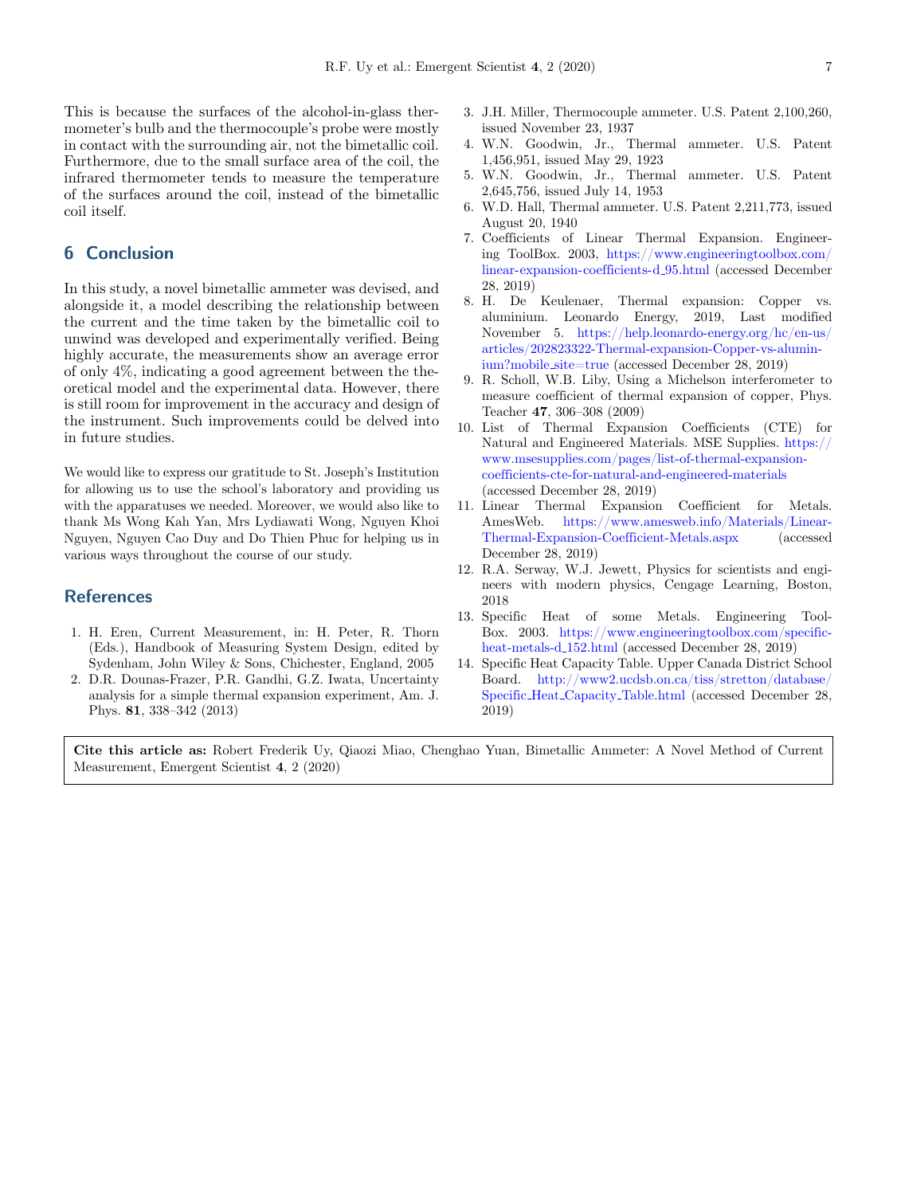This is because the surfaces of the alcohol-in-glass thermometer's bulb and the thermocouple's probe were mostly in contact with the surrounding air, not the bimetallic coil. Furthermore, due to the small surface area of the coil, the infrared thermometer tends to measure the temperature of the surfaces around the coil, instead of the bimetallic coil itself.

## 6 Conclusion

In this study, a novel bimetallic ammeter was devised, and alongside it, a model describing the relationship between the current and the time taken by the bimetallic coil to unwind was developed and experimentally verified. Being highly accurate, the measurements show an average error of only 4%, indicating a good agreement between the theoretical model and the experimental data. However, there is still room for improvement in the accuracy and design of the instrument. Such improvements could be delved into in future studies.

We would like to express our gratitude to St. Joseph's Institution for allowing us to use the school's laboratory and providing us with the apparatuses we needed. Moreover, we would also like to thank Ms Wong Kah Yan, Mrs Lydiawati Wong, Nguyen Khoi Nguyen, Nguyen Cao Duy and Do Thien Phuc for helping us in various ways throughout the course of our study.

## References

1. H. Eren, Current Measurement, in: H. Peter, R. Thorn (Eds.), Handbook of Measuring System Design, edited by Sydenham, John Wiley & Sons, Chichester, England, 2005
2. D.R. Dounas-Frazer, P.R. Gandhi, G.Z. Iwata, Uncertainty analysis for a simple thermal expansion experiment, Am. J. Phys. **81**, 338–342 (2013)
3. J.H. Miller, Thermocouple ammeter. U.S. Patent 2,100,260, issued November 23, 1937
4. W.N. Goodwin, Jr., Thermal ammeter. U.S. Patent 1,456,951, issued May 29, 1923
5. W.N. Goodwin, Jr., Thermal ammeter. U.S. Patent 2,645,756, issued July 14, 1953
6. W.D. Hall, Thermal ammeter. U.S. Patent 2,211,773, issued August 20, 1940
7. Coefficients of Linear Thermal Expansion. Engineering ToolBox. 2003, https://www.engineeringtoolbox.com/linear-expansion-coefficients-d_95.html (accessed December 28, 2019)
8. H. De Keulenaer, Thermal expansion: Copper vs. aluminium. Leonardo Energy, 2019, Last modified November 5. https://help.leonardo-energy.org/hc/en-us/articles/202823322-Thermal-expansion-Copper-vs-aluminium?mobile_site=true (accessed December 28, 2019)
9. R. Scholl, W.B. Liby, Using a Michelson interferometer to measure coefficient of thermal expansion of copper, Phys. Teacher **47**, 306–308 (2009)
10. List of Thermal Expansion Coefficients (CTE) for Natural and Engineered Materials. MSE Supplies. https://www.msesupplies.com/pages/list-of-thermal-expansion-coefficients-cte-for-natural-and-engineered-materials (accessed December 28, 2019)
11. Linear Thermal Expansion Coefficient for Metals. AmesWeb. https://www.amesweb.info/Materials/Linear-Thermal-Expansion-Coefficient-Metals.aspx (accessed December 28, 2019)
12. R.A. Serway, W.J. Jewett, Physics for scientists and engineers with modern physics, Cengage Learning, Boston, 2018
13. Specific Heat of some Metals. Engineering ToolBox. 2003. https://www.engineeringtoolbox.com/specific-heat-metals-d_152.html (accessed December 28, 2019)
14. Specific Heat Capacity Table. Upper Canada District School Board. http://www2.ucdsb.on.ca/tiss/stretton/database/Specific_Heat_Capacity_Table.html (accessed December 28, 2019)

**Cite this article as:** Robert Frederik Uy, Qiaozi Miao, Chenghao Yuan, Bimetallic Ammeter: A Novel Method of Current Measurement, Emergent Scientist **4**, 2 (2020)